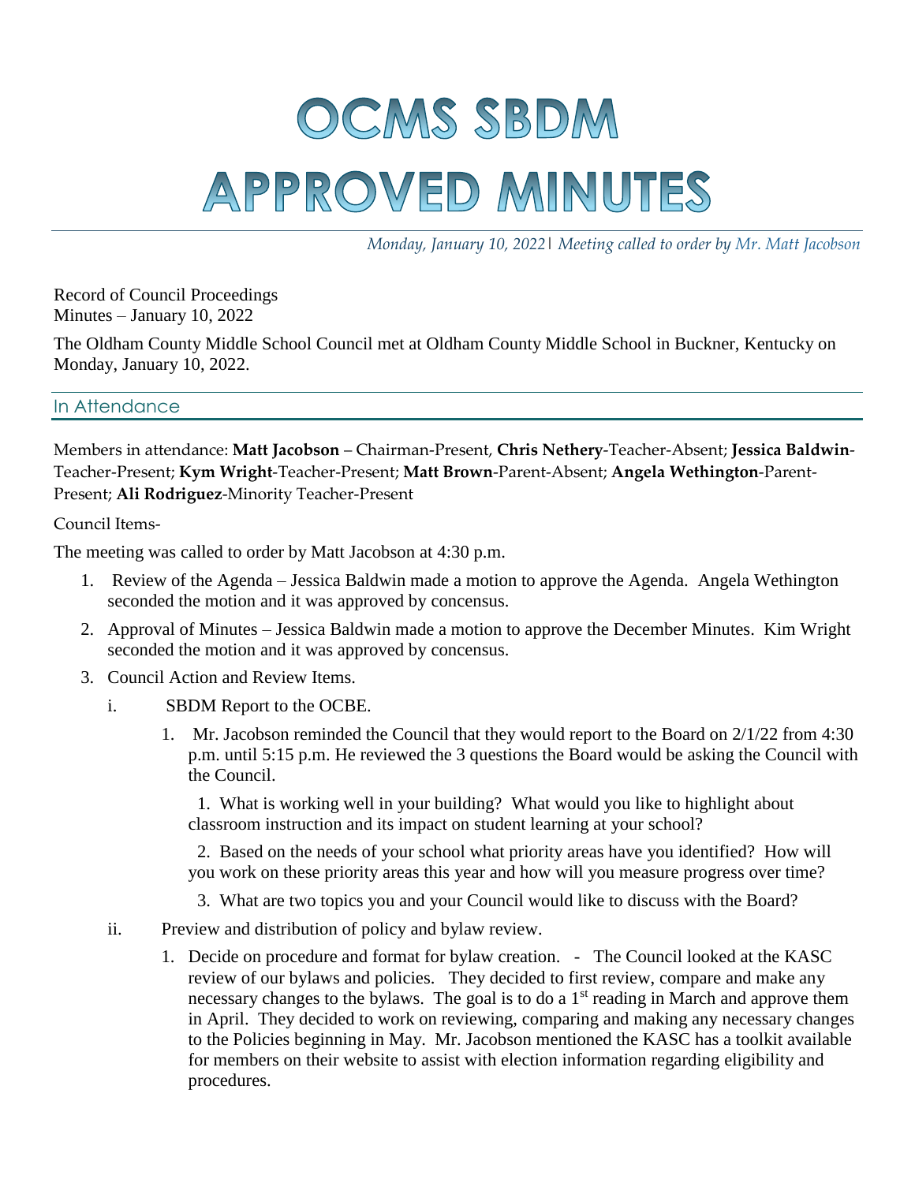# OCMS SBDM
# APPROVED MINUTES

*Monday, January 10, 2022| Meeting called to order by Mr. Matt Jacobson*

Record of Council Proceedings
Minutes – January 10, 2022

The Oldham County Middle School Council met at Oldham County Middle School in Buckner, Kentucky on Monday, January 10, 2022.

## In Attendance

Members in attendance: **Matt Jacobson** – Chairman-Present, **Chris Nethery**-Teacher-Absent; **Jessica Baldwin**-Teacher-Present; **Kym Wright**-Teacher-Present; **Matt Brown**-Parent-Absent; **Angela Wethington**-Parent-Present; **Ali Rodriguez**-Minority Teacher-Present

Council Items-

The meeting was called to order by Matt Jacobson at 4:30 p.m.

1. Review of the Agenda – Jessica Baldwin made a motion to approve the Agenda. Angela Wethington seconded the motion and it was approved by concensus.
2. Approval of Minutes – Jessica Baldwin made a motion to approve the December Minutes. Kim Wright seconded the motion and it was approved by concensus.
3. Council Action and Review Items.
   - i. SBDM Report to the OCBE.
     1. Mr. Jacobson reminded the Council that they would report to the Board on 2/1/22 from 4:30 p.m. until 5:15 p.m. He reviewed the 3 questions the Board would be asking the Council with the Council.

        1. What is working well in your building? What would you like to highlight about classroom instruction and its impact on student learning at your school?

        2. Based on the needs of your school what priority areas have you identified? How will you work on these priority areas this year and how will you measure progress over time?

        3. What are two topics you and your Council would like to discuss with the Board?
   - ii. Preview and distribution of policy and bylaw review.
     1. Decide on procedure and format for bylaw creation. - The Council looked at the KASC review of our bylaws and policies. They decided to first review, compare and make any necessary changes to the bylaws. The goal is to do a 1st reading in March and approve them in April. They decided to work on reviewing, comparing and making any necessary changes to the Policies beginning in May. Mr. Jacobson mentioned the KASC has a toolkit available for members on their website to assist with election information regarding eligibility and procedures.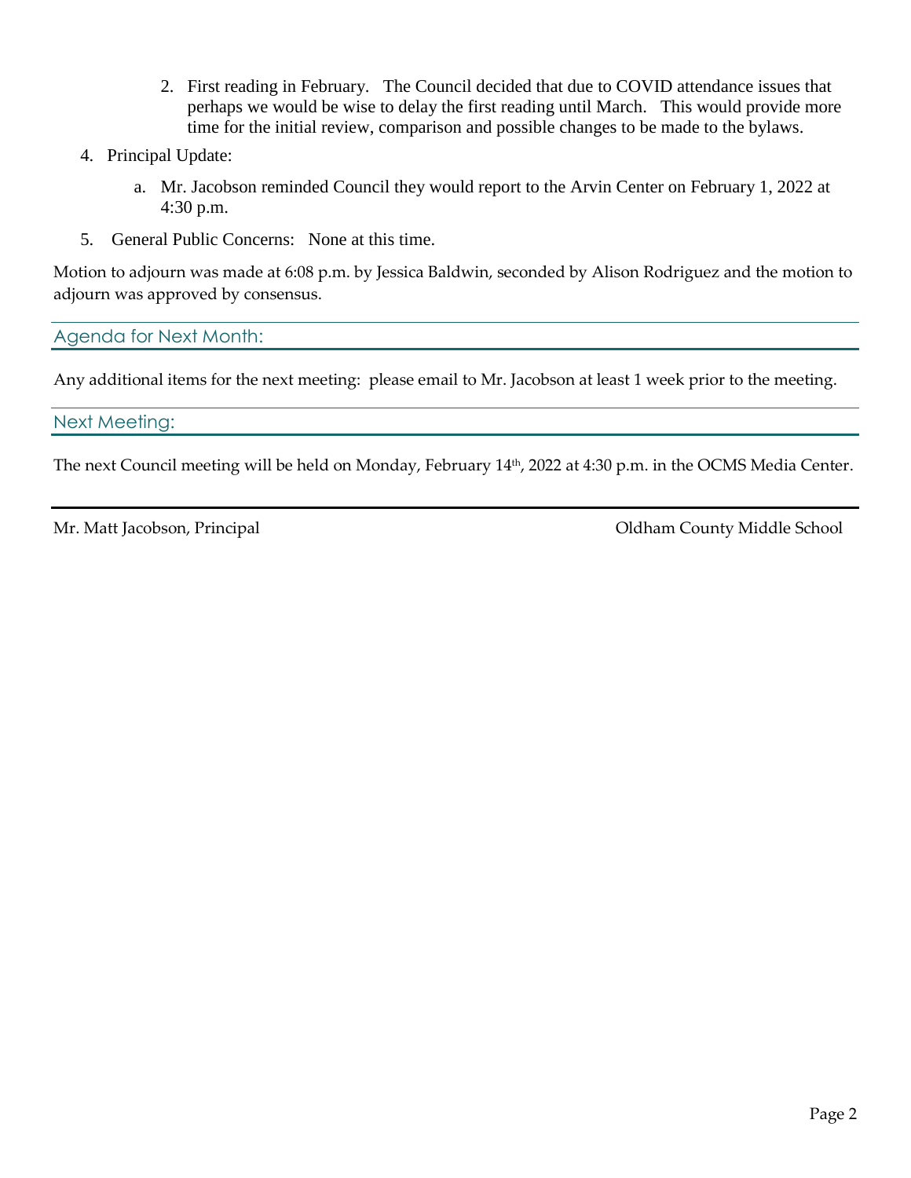2. First reading in February. The Council decided that due to COVID attendance issues that perhaps we would be wise to delay the first reading until March. This would provide more time for the initial review, comparison and possible changes to be made to the bylaws.

4. Principal Update:

   a. Mr. Jacobson reminded Council they would report to the Arvin Center on February 1, 2022 at 4:30 p.m.

5. General Public Concerns: None at this time.

Motion to adjourn was made at 6:08 p.m. by Jessica Baldwin, seconded by Alison Rodriguez and the motion to adjourn was approved by consensus.

## Agenda for Next Month:

Any additional items for the next meeting: please email to Mr. Jacobson at least 1 week prior to the meeting.

## Next Meeting:

The next Council meeting will be held on Monday, February 14th, 2022 at 4:30 p.m. in the OCMS Media Center.

Mr. Matt Jacobson, Principal | Oldham County Middle School